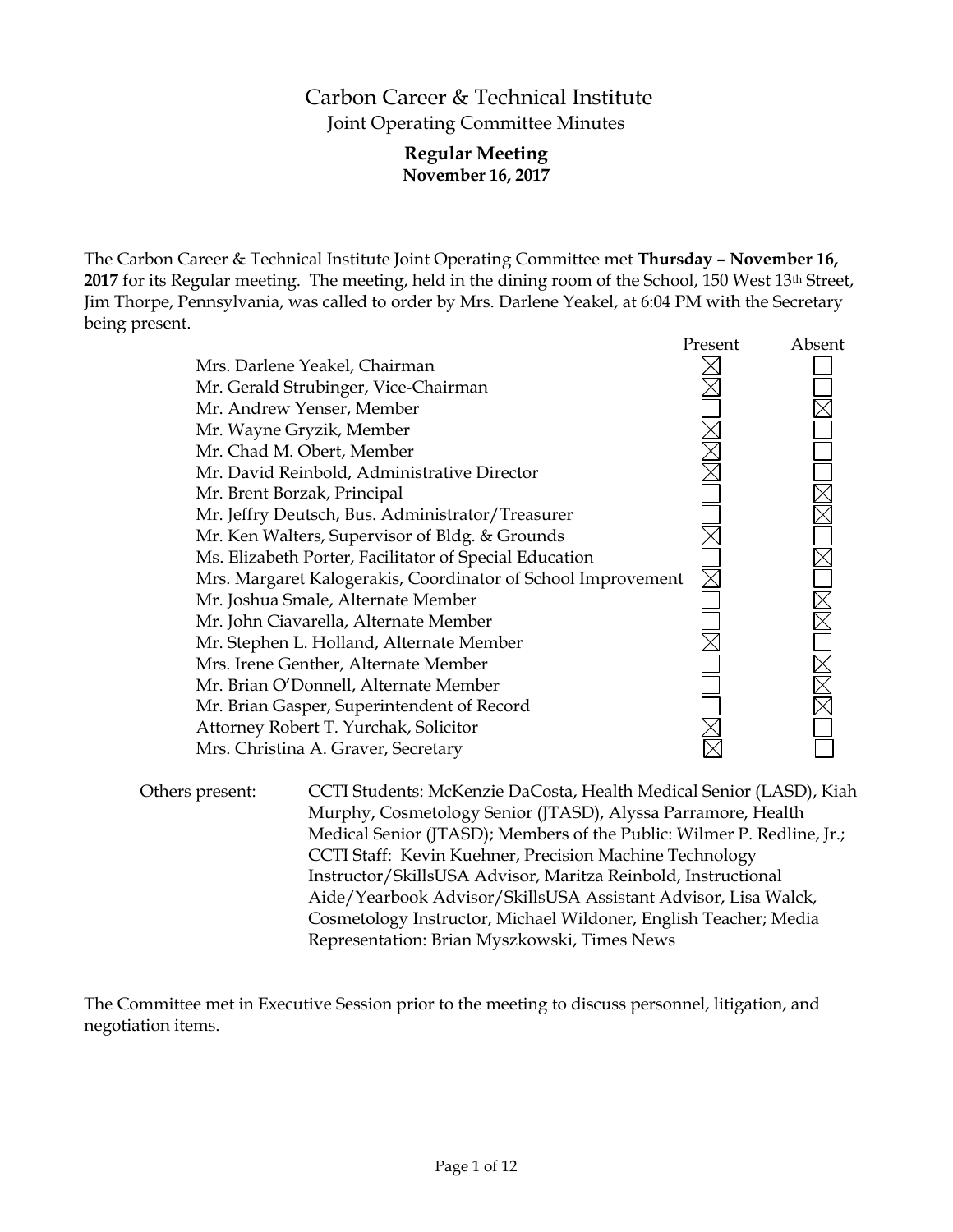# Carbon Career & Technical Institute

## Joint Operating Committee Minutes

### Regular Meeting
### November 16, 2017

The Carbon Career & Technical Institute Joint Operating Committee met **Thursday – November 16, 2017** for its Regular meeting. The meeting, held in the dining room of the School, 150 West 13th Street, Jim Thorpe, Pennsylvania, was called to order by Mrs. Darlene Yeakel, at 6:04 PM with the Secretary being present.

| | Present | Absent |
|---|---|---|
| Mrs. Darlene Yeakel, Chairman | ☒ | ☐ |
| Mr. Gerald Strubinger, Vice-Chairman | ☒ | ☐ |
| Mr. Andrew Yenser, Member | ☐ | ☒ |
| Mr. Wayne Gryzik, Member | ☒ | ☐ |
| Mr. Chad M. Obert, Member | ☒ | ☐ |
| Mr. David Reinbold, Administrative Director | ☒ | ☐ |
| Mr. Brent Borzak, Principal | ☐ | ☒ |
| Mr. Jeffry Deutsch, Bus. Administrator/Treasurer | ☐ | ☒ |
| Mr. Ken Walters, Supervisor of Bldg. & Grounds | ☒ | ☐ |
| Ms. Elizabeth Porter, Facilitator of Special Education | ☐ | ☒ |
| Mrs. Margaret Kalogerakis, Coordinator of School Improvement | ☒ | ☐ |
| Mr. Joshua Smale, Alternate Member | ☐ | ☒ |
| Mr. John Ciavarella, Alternate Member | ☐ | ☒ |
| Mr. Stephen L. Holland, Alternate Member | ☒ | ☐ |
| Mrs. Irene Genther, Alternate Member | ☐ | ☒ |
| Mr. Brian O'Donnell, Alternate Member | ☐ | ☒ |
| Mr. Brian Gasper, Superintendent of Record | ☐ | ☒ |
| Attorney Robert T. Yurchak, Solicitor | ☒ | ☐ |
| Mrs. Christina A. Graver, Secretary | ☒ | ☐ |

Others present: CCTI Students: McKenzie DaCosta, Health Medical Senior (LASD), Kiah Murphy, Cosmetology Senior (JTASD), Alyssa Parramore, Health Medical Senior (JTASD); Members of the Public: Wilmer P. Redline, Jr.; CCTI Staff: Kevin Kuehner, Precision Machine Technology Instructor/SkillsUSA Advisor, Maritza Reinbold, Instructional Aide/Yearbook Advisor/SkillsUSA Assistant Advisor, Lisa Walck, Cosmetology Instructor, Michael Wildoner, English Teacher; Media Representation: Brian Myszkowski, Times News

The Committee met in Executive Session prior to the meeting to discuss personnel, litigation, and negotiation items.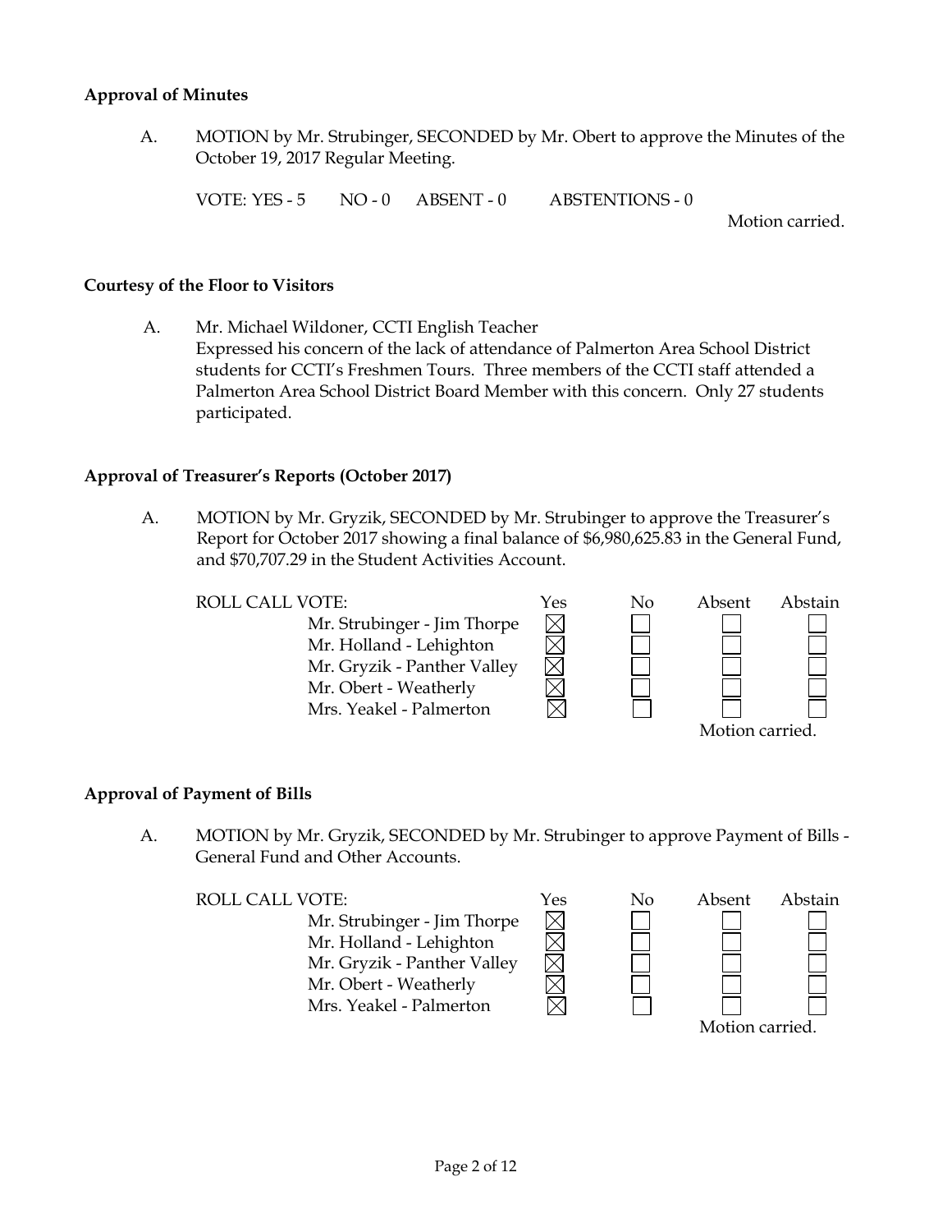## Approval of Minutes

A. MOTION by Mr. Strubinger, SECONDED by Mr. Obert to approve the Minutes of the October 19, 2017 Regular Meeting.

VOTE: YES - 5 NO - 0 ABSENT - 0 ABSTENTIONS - 0

Motion carried.

## Courtesy of the Floor to Visitors

A. Mr. Michael Wildoner, CCTI English Teacher
Expressed his concern of the lack of attendance of Palmerton Area School District students for CCTI's Freshmen Tours. Three members of the CCTI staff attended a Palmerton Area School District Board Member with this concern. Only 27 students participated.

## Approval of Treasurer's Reports (October 2017)

A. MOTION by Mr. Gryzik, SECONDED by Mr. Strubinger to approve the Treasurer's Report for October 2017 showing a final balance of $6,980,625.83 in the General Fund, and $70,707.29 in the Student Activities Account.

| ROLL CALL VOTE: | Yes | No | Absent | Abstain |
|---|---|---|---|---|
| Mr. Strubinger - Jim Thorpe | ☒ | ☐ | ☐ | ☐ |
| Mr. Holland - Lehighton | ☒ | ☐ | ☐ | ☐ |
| Mr. Gryzik - Panther Valley | ☒ | ☐ | ☐ | ☐ |
| Mr. Obert - Weatherly | ☒ | ☐ | ☐ | ☐ |
| Mrs. Yeakel - Palmerton | ☒ | ☐ | ☐ | ☐ |

Motion carried.

## Approval of Payment of Bills

A. MOTION by Mr. Gryzik, SECONDED by Mr. Strubinger to approve Payment of Bills - General Fund and Other Accounts.

| ROLL CALL VOTE: | Yes | No | Absent | Abstain |
|---|---|---|---|---|
| Mr. Strubinger - Jim Thorpe | ☒ | ☐ | ☐ | ☐ |
| Mr. Holland - Lehighton | ☒ | ☐ | ☐ | ☐ |
| Mr. Gryzik - Panther Valley | ☒ | ☐ | ☐ | ☐ |
| Mr. Obert - Weatherly | ☒ | ☐ | ☐ | ☐ |
| Mrs. Yeakel - Palmerton | ☒ | ☐ | ☐ | ☐ |

Motion carried.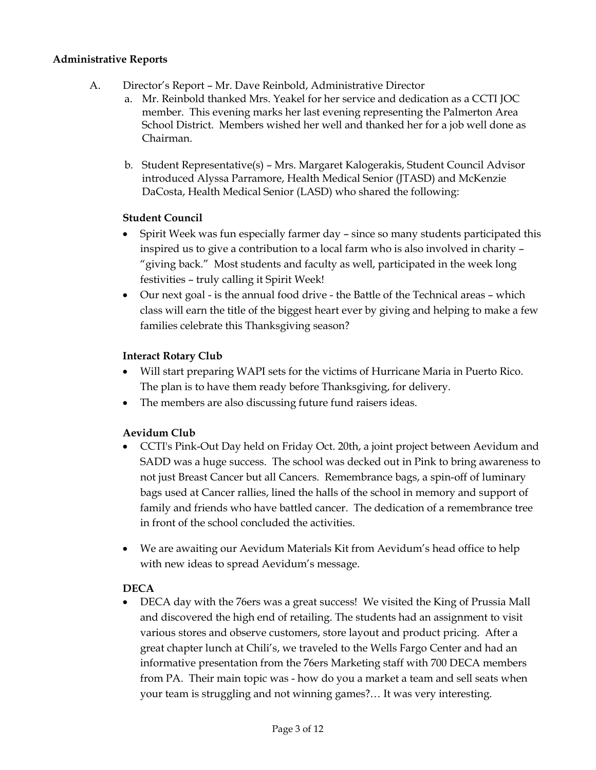**Administrative Reports**

A. Director's Report – Mr. Dave Reinbold, Administrative Director

a. Mr. Reinbold thanked Mrs. Yeakel for her service and dedication as a CCTI JOC member. This evening marks her last evening representing the Palmerton Area School District. Members wished her well and thanked her for a job well done as Chairman.

b. Student Representative(s) – Mrs. Margaret Kalogerakis, Student Council Advisor introduced Alyssa Parramore, Health Medical Senior (JTASD) and McKenzie DaCosta, Health Medical Senior (LASD) who shared the following:

**Student Council**

- Spirit Week was fun especially farmer day – since so many students participated this inspired us to give a contribution to a local farm who is also involved in charity – "giving back." Most students and faculty as well, participated in the week long festivities – truly calling it Spirit Week!
- Our next goal - is the annual food drive - the Battle of the Technical areas – which class will earn the title of the biggest heart ever by giving and helping to make a few families celebrate this Thanksgiving season?

**Interact Rotary Club**

- Will start preparing WAPI sets for the victims of Hurricane Maria in Puerto Rico. The plan is to have them ready before Thanksgiving, for delivery.
- The members are also discussing future fund raisers ideas.

**Aevidum Club**

- CCTI's Pink-Out Day held on Friday Oct. 20th, a joint project between Aevidum and SADD was a huge success. The school was decked out in Pink to bring awareness to not just Breast Cancer but all Cancers. Remembrance bags, a spin-off of luminary bags used at Cancer rallies, lined the halls of the school in memory and support of family and friends who have battled cancer. The dedication of a remembrance tree in front of the school concluded the activities.

- We are awaiting our Aevidum Materials Kit from Aevidum's head office to help with new ideas to spread Aevidum's message.

**DECA**

- DECA day with the 76ers was a great success! We visited the King of Prussia Mall and discovered the high end of retailing. The students had an assignment to visit various stores and observe customers, store layout and product pricing. After a great chapter lunch at Chili's, we traveled to the Wells Fargo Center and had an informative presentation from the 76ers Marketing staff with 700 DECA members from PA. Their main topic was - how do you a market a team and sell seats when your team is struggling and not winning games?… It was very interesting.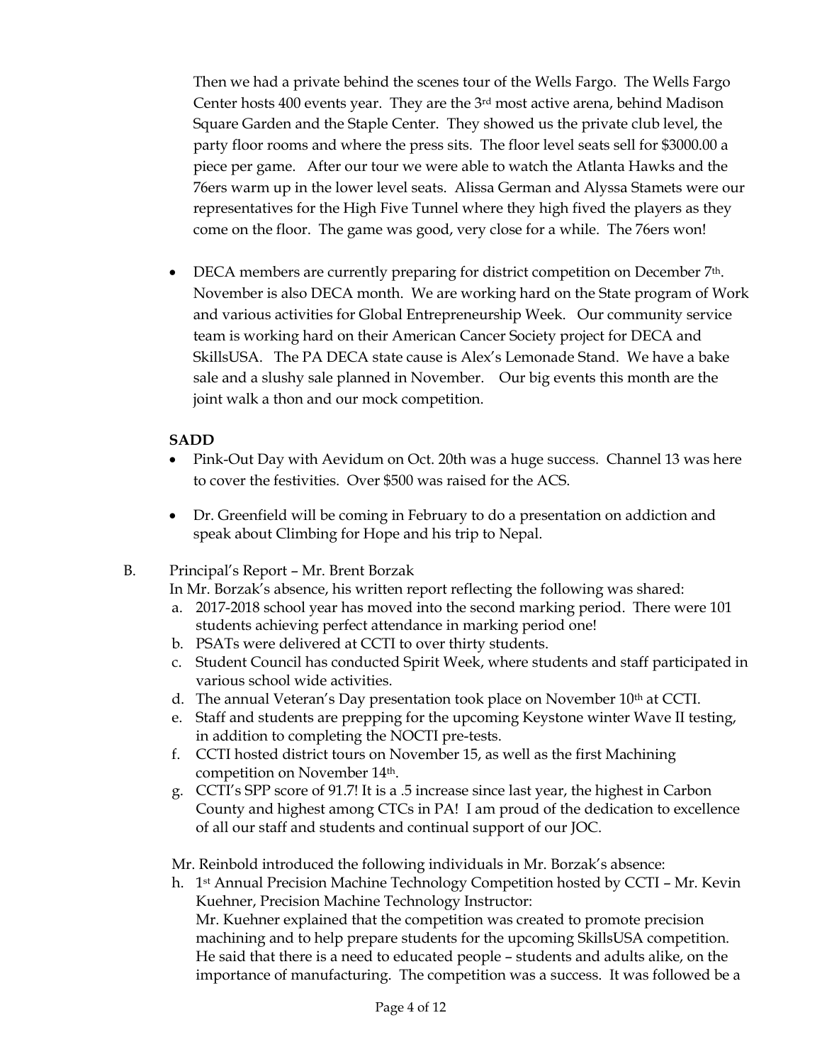Then we had a private behind the scenes tour of the Wells Fargo. The Wells Fargo Center hosts 400 events year. They are the 3rd most active arena, behind Madison Square Garden and the Staple Center. They showed us the private club level, the party floor rooms and where the press sits. The floor level seats sell for $3000.00 a piece per game. After our tour we were able to watch the Atlanta Hawks and the 76ers warm up in the lower level seats. Alissa German and Alyssa Stamets were our representatives for the High Five Tunnel where they high fived the players as they come on the floor. The game was good, very close for a while. The 76ers won!

- DECA members are currently preparing for district competition on December 7th. November is also DECA month. We are working hard on the State program of Work and various activities for Global Entrepreneurship Week. Our community service team is working hard on their American Cancer Society project for DECA and SkillsUSA. The PA DECA state cause is Alex's Lemonade Stand. We have a bake sale and a slushy sale planned in November. Our big events this month are the joint walk a thon and our mock competition.

**SADD**

- Pink-Out Day with Aevidum on Oct. 20th was a huge success. Channel 13 was here to cover the festivities. Over $500 was raised for the ACS.
- Dr. Greenfield will be coming in February to do a presentation on addiction and speak about Climbing for Hope and his trip to Nepal.

B. Principal's Report – Mr. Brent Borzak

In Mr. Borzak's absence, his written report reflecting the following was shared:

a. 2017-2018 school year has moved into the second marking period. There were 101 students achieving perfect attendance in marking period one!
b. PSATs were delivered at CCTI to over thirty students.
c. Student Council has conducted Spirit Week, where students and staff participated in various school wide activities.
d. The annual Veteran's Day presentation took place on November 10th at CCTI.
e. Staff and students are prepping for the upcoming Keystone winter Wave II testing, in addition to completing the NOCTI pre-tests.
f. CCTI hosted district tours on November 15, as well as the first Machining competition on November 14th.
g. CCTI's SPP score of 91.7! It is a .5 increase since last year, the highest in Carbon County and highest among CTCs in PA! I am proud of the dedication to excellence of all our staff and students and continual support of our JOC.

Mr. Reinbold introduced the following individuals in Mr. Borzak's absence:

h. 1st Annual Precision Machine Technology Competition hosted by CCTI – Mr. Kevin Kuehner, Precision Machine Technology Instructor:
Mr. Kuehner explained that the competition was created to promote precision machining and to help prepare students for the upcoming SkillsUSA competition. He said that there is a need to educated people – students and adults alike, on the importance of manufacturing. The competition was a success. It was followed be a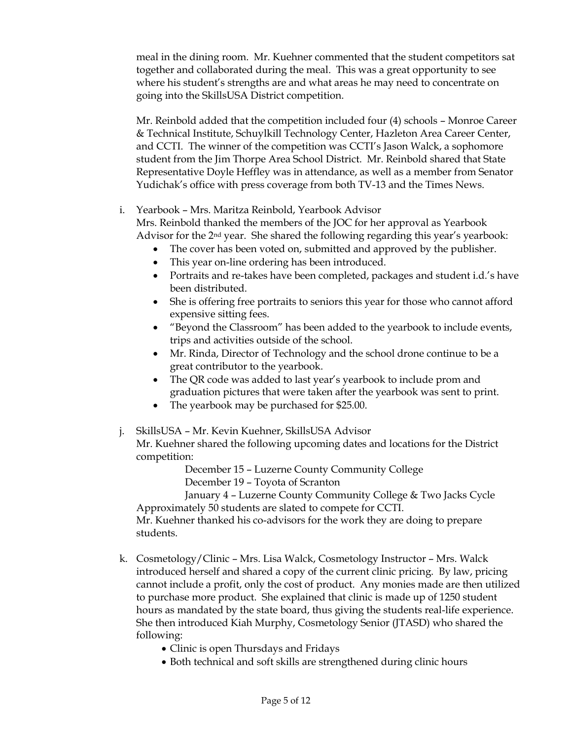meal in the dining room. Mr. Kuehner commented that the student competitors sat together and collaborated during the meal. This was a great opportunity to see where his student's strengths are and what areas he may need to concentrate on going into the SkillsUSA District competition.

Mr. Reinbold added that the competition included four (4) schools – Monroe Career & Technical Institute, Schuylkill Technology Center, Hazleton Area Career Center, and CCTI. The winner of the competition was CCTI's Jason Walck, a sophomore student from the Jim Thorpe Area School District. Mr. Reinbold shared that State Representative Doyle Heffley was in attendance, as well as a member from Senator Yudichak's office with press coverage from both TV-13 and the Times News.

i. Yearbook – Mrs. Maritza Reinbold, Yearbook Advisor
Mrs. Reinbold thanked the members of the JOC for her approval as Yearbook Advisor for the 2nd year. She shared the following regarding this year's yearbook:
   - The cover has been voted on, submitted and approved by the publisher.
   - This year on-line ordering has been introduced.
   - Portraits and re-takes have been completed, packages and student i.d.'s have been distributed.
   - She is offering free portraits to seniors this year for those who cannot afford expensive sitting fees.
   - "Beyond the Classroom" has been added to the yearbook to include events, trips and activities outside of the school.
   - Mr. Rinda, Director of Technology and the school drone continue to be a great contributor to the yearbook.
   - The QR code was added to last year's yearbook to include prom and graduation pictures that were taken after the yearbook was sent to print.
   - The yearbook may be purchased for $25.00.

j. SkillsUSA – Mr. Kevin Kuehner, SkillsUSA Advisor
Mr. Kuehner shared the following upcoming dates and locations for the District competition:

   December 15 – Luzerne County Community College
   December 19 – Toyota of Scranton
   January 4 – Luzerne County Community College & Two Jacks Cycle

Approximately 50 students are slated to compete for CCTI.
Mr. Kuehner thanked his co-advisors for the work they are doing to prepare students.

k. Cosmetology/Clinic – Mrs. Lisa Walck, Cosmetology Instructor – Mrs. Walck introduced herself and shared a copy of the current clinic pricing. By law, pricing cannot include a profit, only the cost of product. Any monies made are then utilized to purchase more product. She explained that clinic is made up of 1250 student hours as mandated by the state board, thus giving the students real-life experience. She then introduced Kiah Murphy, Cosmetology Senior (JTASD) who shared the following:
   - Clinic is open Thursdays and Fridays
   - Both technical and soft skills are strengthened during clinic hours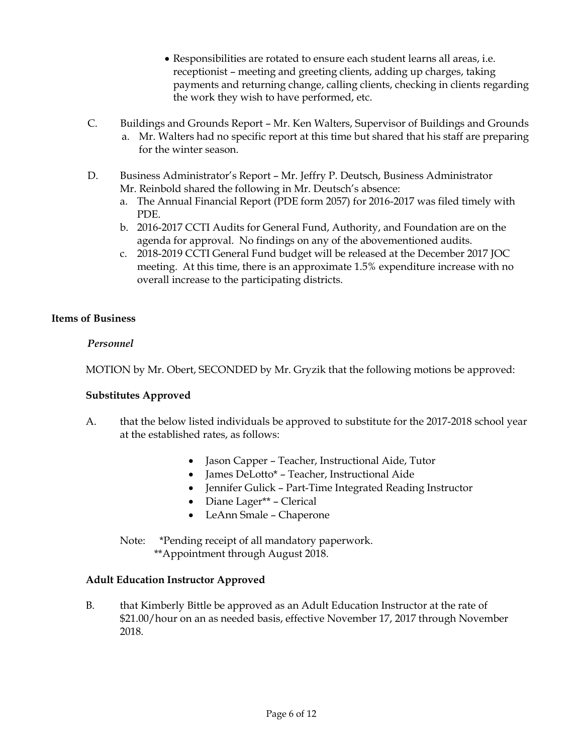- Responsibilities are rotated to ensure each student learns all areas, i.e. receptionist – meeting and greeting clients, adding up charges, taking payments and returning change, calling clients, checking in clients regarding the work they wish to have performed, etc.

C. Buildings and Grounds Report – Mr. Ken Walters, Supervisor of Buildings and Grounds
   a. Mr. Walters had no specific report at this time but shared that his staff are preparing for the winter season.

D. Business Administrator's Report – Mr. Jeffry P. Deutsch, Business Administrator
   Mr. Reinbold shared the following in Mr. Deutsch's absence:
   a. The Annual Financial Report (PDE form 2057) for 2016-2017 was filed timely with PDE.
   b. 2016-2017 CCTI Audits for General Fund, Authority, and Foundation are on the agenda for approval. No findings on any of the abovementioned audits.
   c. 2018-2019 CCTI General Fund budget will be released at the December 2017 JOC meeting. At this time, there is an approximate 1.5% expenditure increase with no overall increase to the participating districts.

**Items of Business**

***Personnel***

MOTION by Mr. Obert, SECONDED by Mr. Gryzik that the following motions be approved:

**Substitutes Approved**

A. that the below listed individuals be approved to substitute for the 2017-2018 school year at the established rates, as follows:

- Jason Capper – Teacher, Instructional Aide, Tutor
- James DeLotto* – Teacher, Instructional Aide
- Jennifer Gulick – Part-Time Integrated Reading Instructor
- Diane Lager** – Clerical
- LeAnn Smale – Chaperone

Note: *Pending receipt of all mandatory paperwork.
**Appointment through August 2018.

**Adult Education Instructor Approved**

B. that Kimberly Bittle be approved as an Adult Education Instructor at the rate of $21.00/hour on an as needed basis, effective November 17, 2017 through November 2018.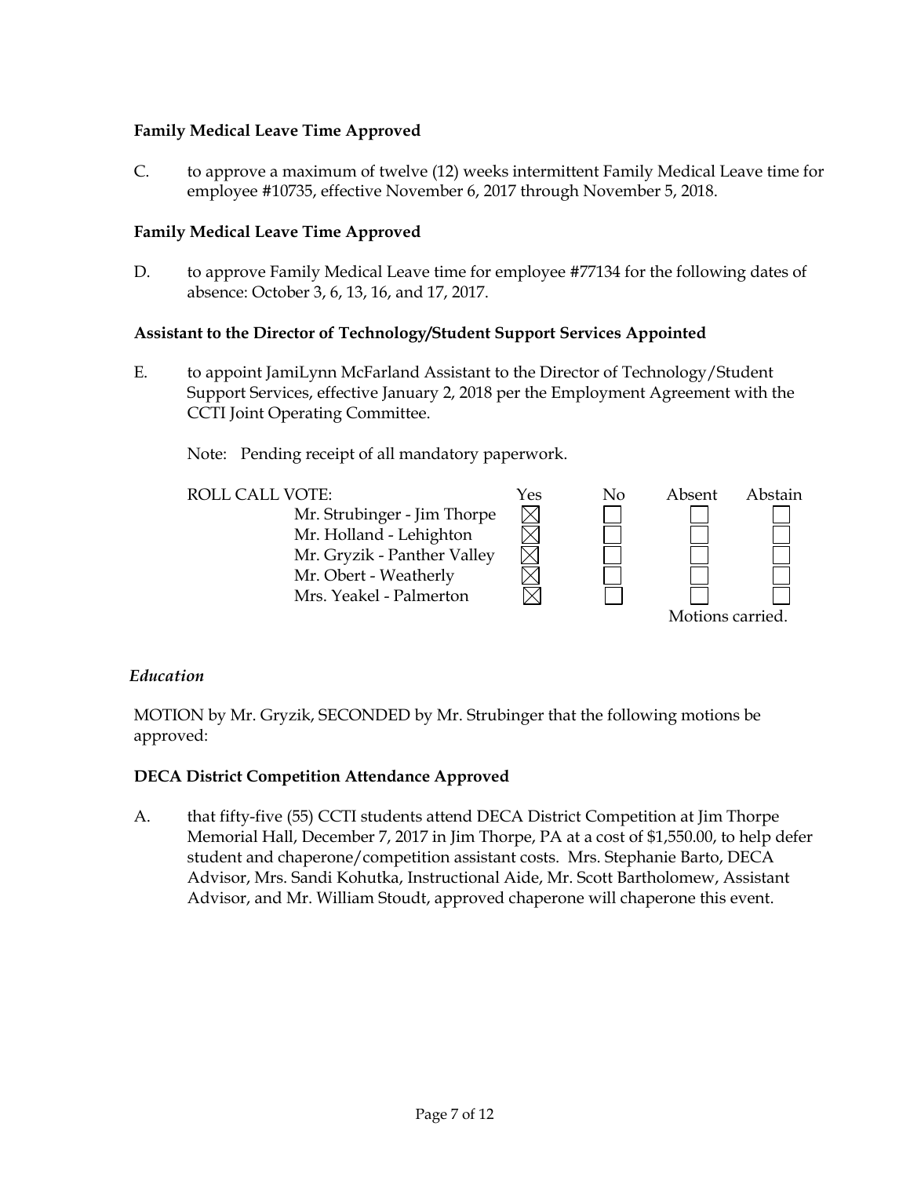**Family Medical Leave Time Approved**

C. to approve a maximum of twelve (12) weeks intermittent Family Medical Leave time for employee #10735, effective November 6, 2017 through November 5, 2018.

**Family Medical Leave Time Approved**

D. to approve Family Medical Leave time for employee #77134 for the following dates of absence: October 3, 6, 13, 16, and 17, 2017.

**Assistant to the Director of Technology/Student Support Services Appointed**

E. to appoint JamiLynn McFarland Assistant to the Director of Technology/Student Support Services, effective January 2, 2018 per the Employment Agreement with the CCTI Joint Operating Committee.

Note: Pending receipt of all mandatory paperwork.

| ROLL CALL VOTE: | Yes | No | Absent | Abstain |
|---|---|---|---|---|
| Mr. Strubinger - Jim Thorpe | ☒ | ☐ | ☐ | ☐ |
| Mr. Holland - Lehighton | ☒ | ☐ | ☐ | ☐ |
| Mr. Gryzik - Panther Valley | ☒ | ☐ | ☐ | ☐ |
| Mr. Obert - Weatherly | ☒ | ☐ | ☐ | ☐ |
| Mrs. Yeakel - Palmerton | ☒ | ☐ | ☐ | ☐ |

Motions carried.

*Education*

MOTION by Mr. Gryzik, SECONDED by Mr. Strubinger that the following motions be approved:

**DECA District Competition Attendance Approved**

A. that fifty-five (55) CCTI students attend DECA District Competition at Jim Thorpe Memorial Hall, December 7, 2017 in Jim Thorpe, PA at a cost of $1,550.00, to help defer student and chaperone/competition assistant costs. Mrs. Stephanie Barto, DECA Advisor, Mrs. Sandi Kohutka, Instructional Aide, Mr. Scott Bartholomew, Assistant Advisor, and Mr. William Stoudt, approved chaperone will chaperone this event.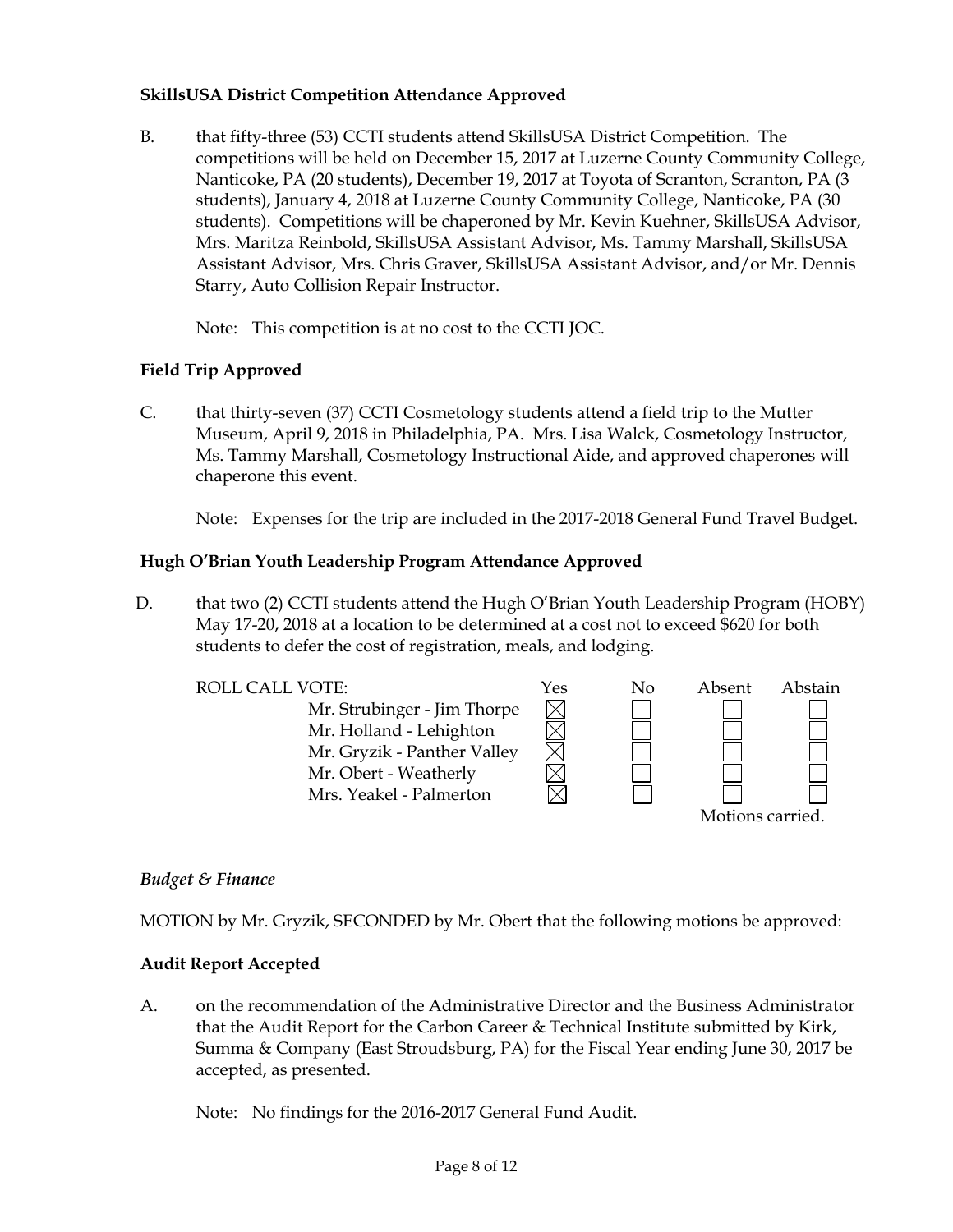**SkillsUSA District Competition Attendance Approved**

B. that fifty-three (53) CCTI students attend SkillsUSA District Competition. The competitions will be held on December 15, 2017 at Luzerne County Community College, Nanticoke, PA (20 students), December 19, 2017 at Toyota of Scranton, Scranton, PA (3 students), January 4, 2018 at Luzerne County Community College, Nanticoke, PA (30 students). Competitions will be chaperoned by Mr. Kevin Kuehner, SkillsUSA Advisor, Mrs. Maritza Reinbold, SkillsUSA Assistant Advisor, Ms. Tammy Marshall, SkillsUSA Assistant Advisor, Mrs. Chris Graver, SkillsUSA Assistant Advisor, and/or Mr. Dennis Starry, Auto Collision Repair Instructor.

Note: This competition is at no cost to the CCTI JOC.

**Field Trip Approved**

C. that thirty-seven (37) CCTI Cosmetology students attend a field trip to the Mutter Museum, April 9, 2018 in Philadelphia, PA. Mrs. Lisa Walck, Cosmetology Instructor, Ms. Tammy Marshall, Cosmetology Instructional Aide, and approved chaperones will chaperone this event.

Note: Expenses for the trip are included in the 2017-2018 General Fund Travel Budget.

**Hugh O'Brian Youth Leadership Program Attendance Approved**

D. that two (2) CCTI students attend the Hugh O'Brian Youth Leadership Program (HOBY) May 17-20, 2018 at a location to be determined at a cost not to exceed $620 for both students to defer the cost of registration, meals, and lodging.

| ROLL CALL VOTE: | Yes | No | Absent | Abstain |
|---|---|---|---|---|
| Mr. Strubinger - Jim Thorpe | ☒ | ☐ | ☐ | ☐ |
| Mr. Holland - Lehighton | ☒ | ☐ | ☐ | ☐ |
| Mr. Gryzik - Panther Valley | ☒ | ☐ | ☐ | ☐ |
| Mr. Obert - Weatherly | ☒ | ☐ | ☐ | ☐ |
| Mrs. Yeakel - Palmerton | ☒ | ☐ | ☐ | ☐ |

Motions carried.

*Budget & Finance*

MOTION by Mr. Gryzik, SECONDED by Mr. Obert that the following motions be approved:

**Audit Report Accepted**

A. on the recommendation of the Administrative Director and the Business Administrator that the Audit Report for the Carbon Career & Technical Institute submitted by Kirk, Summa & Company (East Stroudsburg, PA) for the Fiscal Year ending June 30, 2017 be accepted, as presented.

Note: No findings for the 2016-2017 General Fund Audit.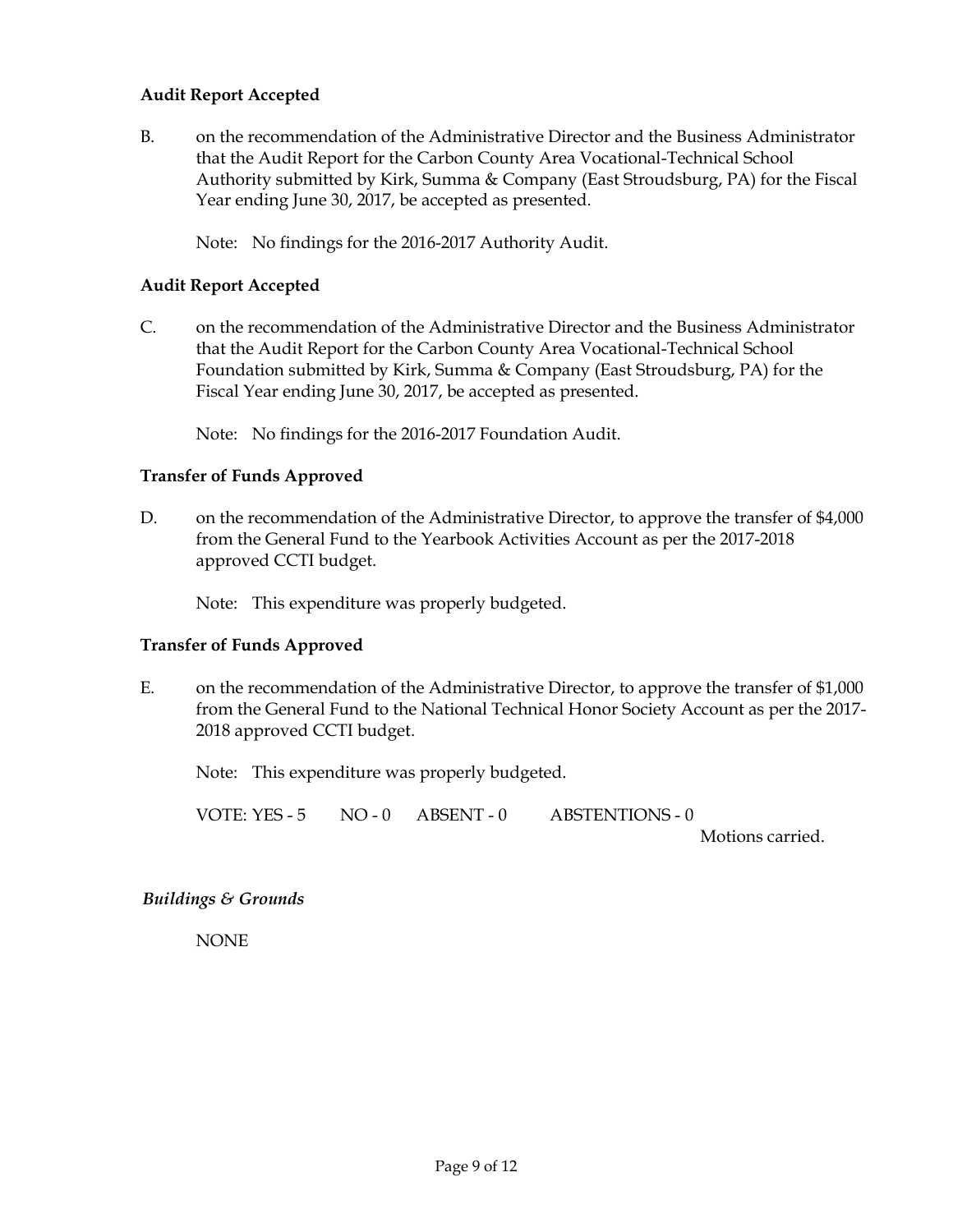**Audit Report Accepted**

B. on the recommendation of the Administrative Director and the Business Administrator that the Audit Report for the Carbon County Area Vocational-Technical School Authority submitted by Kirk, Summa & Company (East Stroudsburg, PA) for the Fiscal Year ending June 30, 2017, be accepted as presented.

Note: No findings for the 2016-2017 Authority Audit.

**Audit Report Accepted**

C. on the recommendation of the Administrative Director and the Business Administrator that the Audit Report for the Carbon County Area Vocational-Technical School Foundation submitted by Kirk, Summa & Company (East Stroudsburg, PA) for the Fiscal Year ending June 30, 2017, be accepted as presented.

Note: No findings for the 2016-2017 Foundation Audit.

**Transfer of Funds Approved**

D. on the recommendation of the Administrative Director, to approve the transfer of $4,000 from the General Fund to the Yearbook Activities Account as per the 2017-2018 approved CCTI budget.

Note: This expenditure was properly budgeted.

**Transfer of Funds Approved**

E. on the recommendation of the Administrative Director, to approve the transfer of $1,000 from the General Fund to the National Technical Honor Society Account as per the 2017-2018 approved CCTI budget.

Note: This expenditure was properly budgeted.

VOTE: YES - 5 NO - 0 ABSENT - 0 ABSTENTIONS - 0

Motions carried.

*Buildings & Grounds*

NONE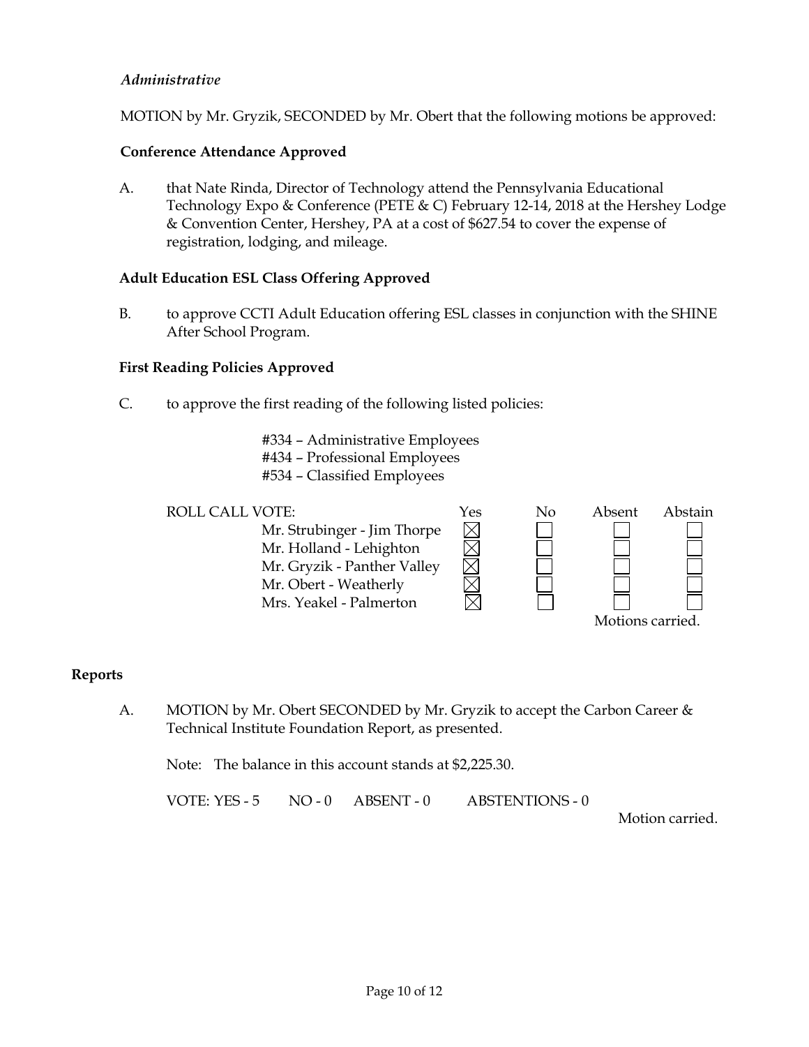*Administrative*

MOTION by Mr. Gryzik, SECONDED by Mr. Obert that the following motions be approved:

**Conference Attendance Approved**

A. that Nate Rinda, Director of Technology attend the Pennsylvania Educational Technology Expo & Conference (PETE & C) February 12-14, 2018 at the Hershey Lodge & Convention Center, Hershey, PA at a cost of $627.54 to cover the expense of registration, lodging, and mileage.

**Adult Education ESL Class Offering Approved**

B. to approve CCTI Adult Education offering ESL classes in conjunction with the SHINE After School Program.

**First Reading Policies Approved**

C. to approve the first reading of the following listed policies:

#334 – Administrative Employees
#434 – Professional Employees
#534 – Classified Employees

ROLL CALL VOTE:

| | Yes | No | Absent | Abstain |
|---|---|---|---|---|
| Mr. Strubinger - Jim Thorpe | ☒ | ☐ | ☐ | ☐ |
| Mr. Holland - Lehighton | ☒ | ☐ | ☐ | ☐ |
| Mr. Gryzik - Panther Valley | ☒ | ☐ | ☐ | ☐ |
| Mr. Obert - Weatherly | ☒ | ☐ | ☐ | ☐ |
| Mrs. Yeakel - Palmerton | ☒ | ☐ | ☐ | ☐ |

Motions carried.

## Reports

A. MOTION by Mr. Obert SECONDED by Mr. Gryzik to accept the Carbon Career & Technical Institute Foundation Report, as presented.

Note: The balance in this account stands at $2,225.30.

VOTE: YES - 5 NO - 0 ABSENT - 0 ABSTENTIONS - 0

Motion carried.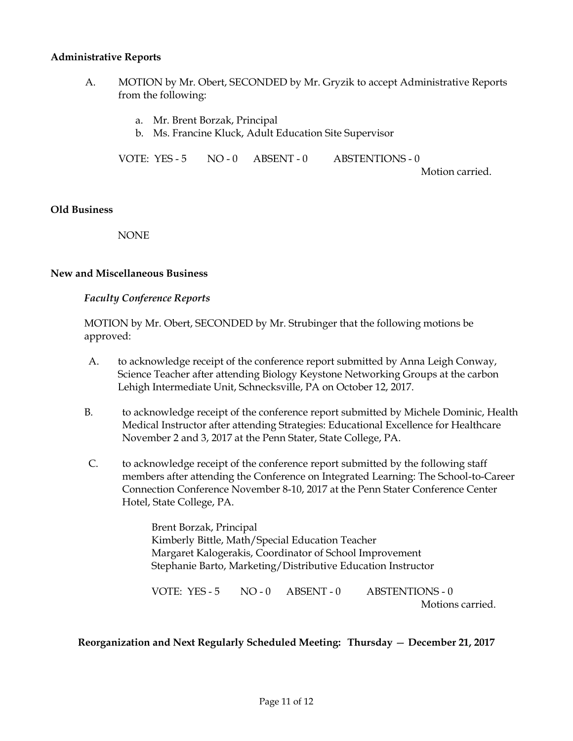**Administrative Reports**

A. MOTION by Mr. Obert, SECONDED by Mr. Gryzik to accept Administrative Reports from the following:

   a. Mr. Brent Borzak, Principal
   b. Ms. Francine Kluck, Adult Education Site Supervisor

   VOTE: YES - 5 NO - 0 ABSENT - 0 ABSTENTIONS - 0

   Motion carried.

**Old Business**

NONE

**New and Miscellaneous Business**

***Faculty Conference Reports***

MOTION by Mr. Obert, SECONDED by Mr. Strubinger that the following motions be approved:

A. to acknowledge receipt of the conference report submitted by Anna Leigh Conway, Science Teacher after attending Biology Keystone Networking Groups at the carbon Lehigh Intermediate Unit, Schnecksville, PA on October 12, 2017.

B. to acknowledge receipt of the conference report submitted by Michele Dominic, Health Medical Instructor after attending Strategies: Educational Excellence for Healthcare November 2 and 3, 2017 at the Penn Stater, State College, PA.

C. to acknowledge receipt of the conference report submitted by the following staff members after attending the Conference on Integrated Learning: The School-to-Career Connection Conference November 8-10, 2017 at the Penn Stater Conference Center Hotel, State College, PA.

   Brent Borzak, Principal
   Kimberly Bittle, Math/Special Education Teacher
   Margaret Kalogerakis, Coordinator of School Improvement
   Stephanie Barto, Marketing/Distributive Education Instructor

   VOTE: YES - 5 NO - 0 ABSENT - 0 ABSTENTIONS - 0

   Motions carried.

**Reorganization and Next Regularly Scheduled Meeting: Thursday — December 21, 2017**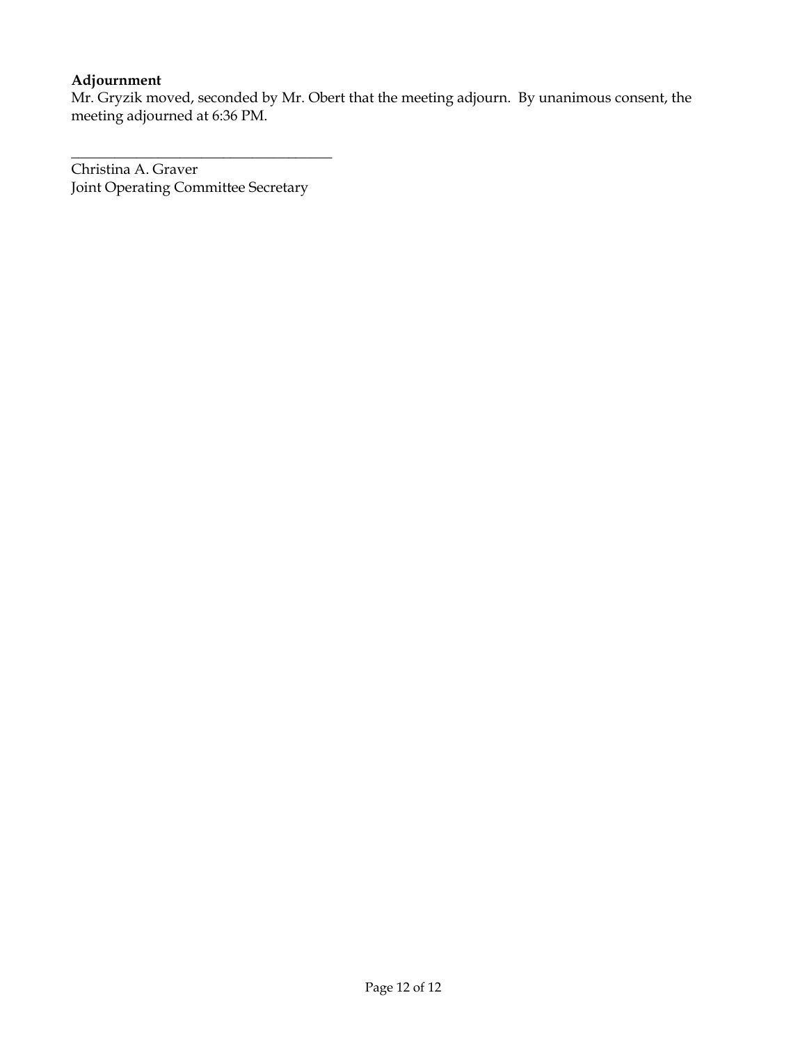**Adjournment**

Mr. Gryzik moved, seconded by Mr. Obert that the meeting adjourn. By unanimous consent, the meeting adjourned at 6:36 PM.

\_\_\_\_\_\_\_\_\_\_\_\_\_\_\_\_\_\_\_\_\_\_\_\_\_\_\_\_\_\_\_\_\_\_\_\_\_\_

Christina A. Graver
Joint Operating Committee Secretary